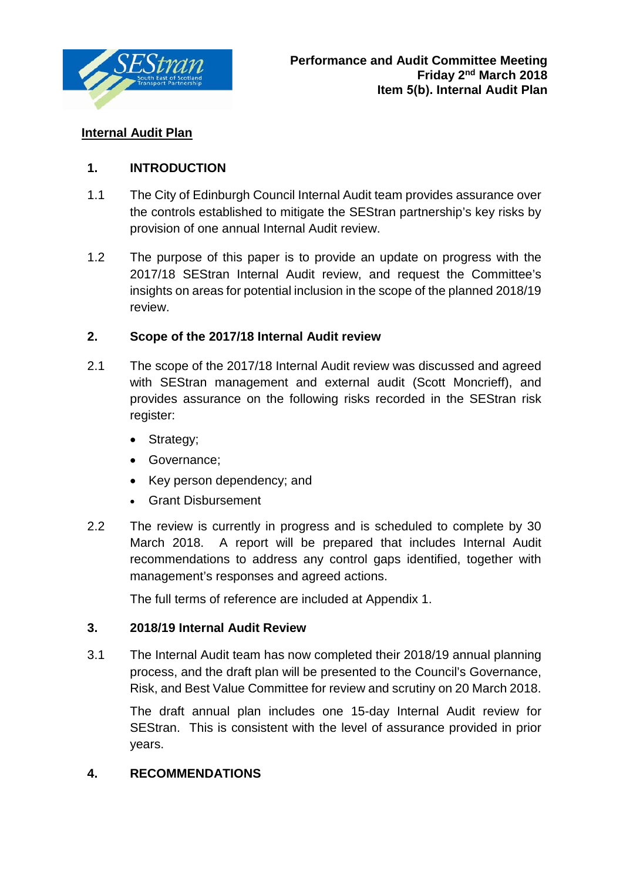**Performance and Audit Committee Meeting**
**Friday 2nd March 2018**
**Item 5(b). Internal Audit Plan**

## Internal Audit Plan

### 1. INTRODUCTION

1.1 The City of Edinburgh Council Internal Audit team provides assurance over the controls established to mitigate the SEStran partnership's key risks by provision of one annual Internal Audit review.

1.2 The purpose of this paper is to provide an update on progress with the 2017/18 SEStran Internal Audit review, and request the Committee's insights on areas for potential inclusion in the scope of the planned 2018/19 review.

### 2. Scope of the 2017/18 Internal Audit review

2.1 The scope of the 2017/18 Internal Audit review was discussed and agreed with SEStran management and external audit (Scott Moncrieff), and provides assurance on the following risks recorded in the SEStran risk register:

- Strategy;
- Governance;
- Key person dependency; and
- Grant Disbursement

2.2 The review is currently in progress and is scheduled to complete by 30 March 2018. A report will be prepared that includes Internal Audit recommendations to address any control gaps identified, together with management's responses and agreed actions.

The full terms of reference are included at Appendix 1.

### 3. 2018/19 Internal Audit Review

3.1 The Internal Audit team has now completed their 2018/19 annual planning process, and the draft plan will be presented to the Council's Governance, Risk, and Best Value Committee for review and scrutiny on 20 March 2018.

The draft annual plan includes one 15-day Internal Audit review for SEStran. This is consistent with the level of assurance provided in prior years.

### 4. RECOMMENDATIONS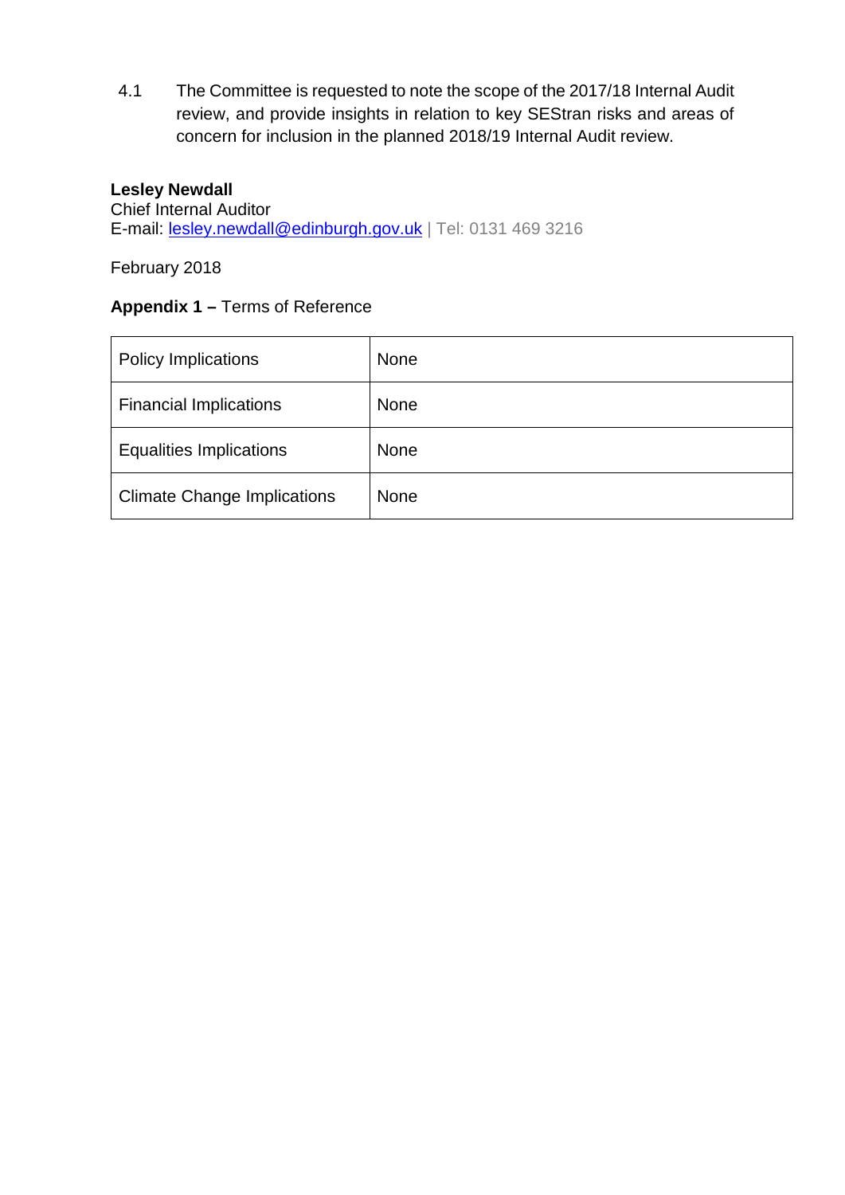4.1 The Committee is requested to note the scope of the 2017/18 Internal Audit review, and provide insights in relation to key SEStran risks and areas of concern for inclusion in the planned 2018/19 Internal Audit review.

**Lesley Newdall**
Chief Internal Auditor
E-mail: lesley.newdall@edinburgh.gov.uk | Tel: 0131 469 3216

February 2018

**Appendix 1 –** Terms of Reference

| Policy Implications | None |
|---|---|
| Financial Implications | None |
| Equalities Implications | None |
| Climate Change Implications | None |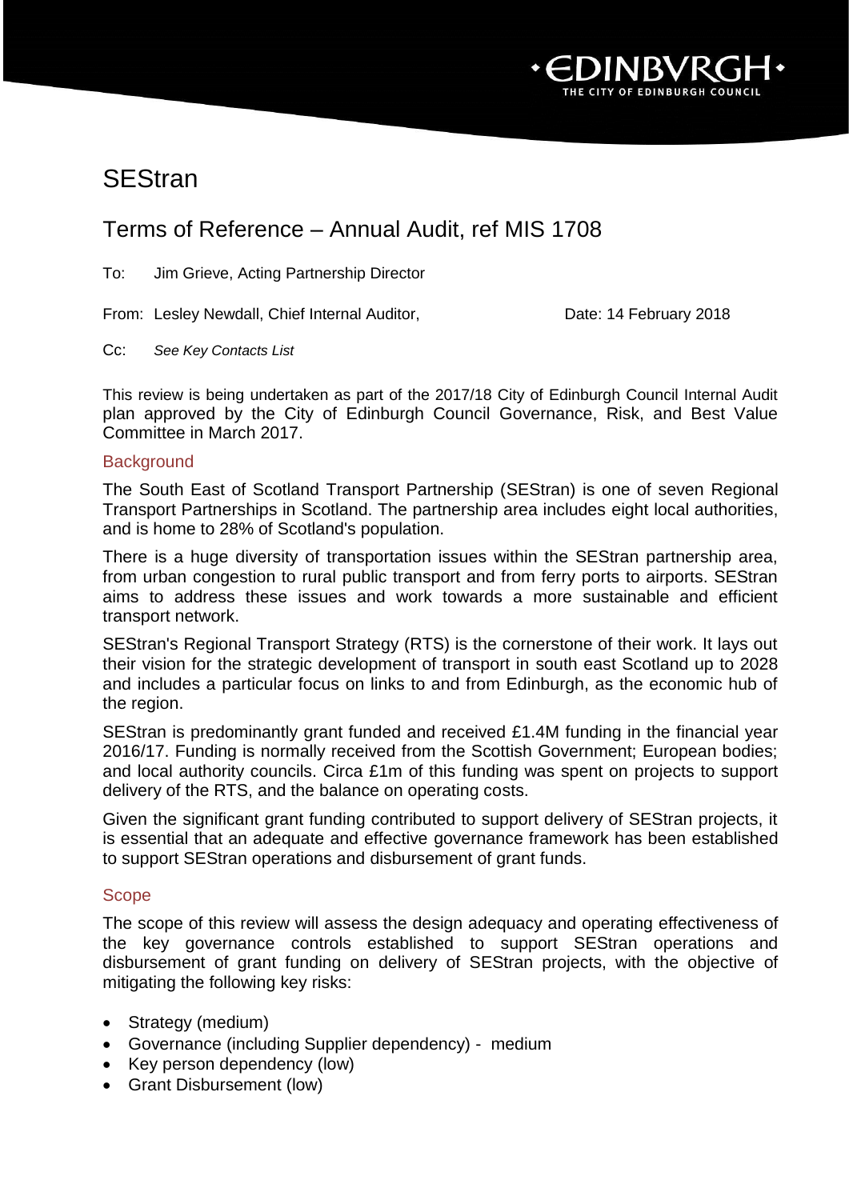# SEStran

## Terms of Reference – Annual Audit, ref MIS 1708

To: Jim Grieve, Acting Partnership Director

From: Lesley Newdall, Chief Internal Auditor, Date: 14 February 2018

Cc: *See Key Contacts List*

This review is being undertaken as part of the 2017/18 City of Edinburgh Council Internal Audit plan approved by the City of Edinburgh Council Governance, Risk, and Best Value Committee in March 2017.

### Background

The South East of Scotland Transport Partnership (SEStran) is one of seven Regional Transport Partnerships in Scotland. The partnership area includes eight local authorities, and is home to 28% of Scotland's population.

There is a huge diversity of transportation issues within the SEStran partnership area, from urban congestion to rural public transport and from ferry ports to airports. SEStran aims to address these issues and work towards a more sustainable and efficient transport network.

SEStran's Regional Transport Strategy (RTS) is the cornerstone of their work. It lays out their vision for the strategic development of transport in south east Scotland up to 2028 and includes a particular focus on links to and from Edinburgh, as the economic hub of the region.

SEStran is predominantly grant funded and received £1.4M funding in the financial year 2016/17. Funding is normally received from the Scottish Government; European bodies; and local authority councils. Circa £1m of this funding was spent on projects to support delivery of the RTS, and the balance on operating costs.

Given the significant grant funding contributed to support delivery of SEStran projects, it is essential that an adequate and effective governance framework has been established to support SEStran operations and disbursement of grant funds.

### Scope

The scope of this review will assess the design adequacy and operating effectiveness of the key governance controls established to support SEStran operations and disbursement of grant funding on delivery of SEStran projects, with the objective of mitigating the following key risks:

- Strategy (medium)
- Governance (including Supplier dependency) - medium
- Key person dependency (low)
- Grant Disbursement (low)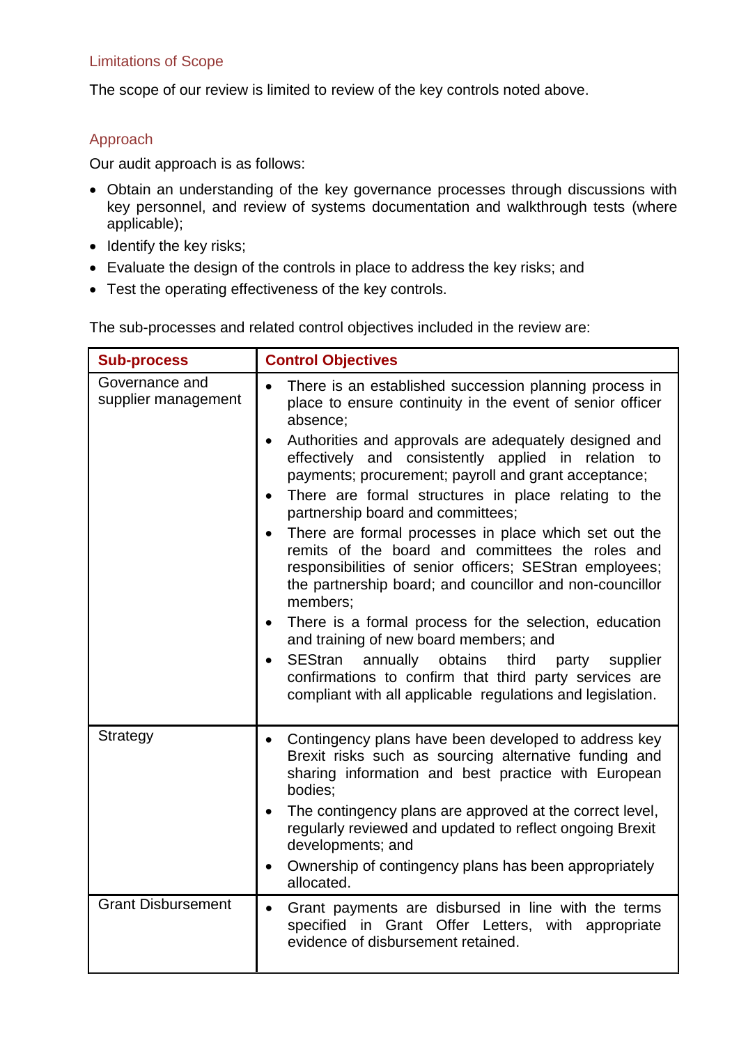### Limitations of Scope

The scope of our review is limited to review of the key controls noted above.

### Approach

Our audit approach is as follows:

- Obtain an understanding of the key governance processes through discussions with key personnel, and review of systems documentation and walkthrough tests (where applicable);
- Identify the key risks;
- Evaluate the design of the controls in place to address the key risks; and
- Test the operating effectiveness of the key controls.

The sub-processes and related control objectives included in the review are:

| Sub-process | Control Objectives |
|---|---|
| Governance and supplier management | • There is an established succession planning process in place to ensure continuity in the event of senior officer absence;<br>• Authorities and approvals are adequately designed and effectively and consistently applied in relation to payments; procurement; payroll and grant acceptance;<br>• There are formal structures in place relating to the partnership board and committees;<br>• There are formal processes in place which set out the remits of the board and committees the roles and responsibilities of senior officers; SEStran employees; the partnership board; and councillor and non-councillor members;<br>• There is a formal process for the selection, education and training of new board members; and<br>• SEStran annually obtains third party supplier confirmations to confirm that third party services are compliant with all applicable regulations and legislation. |
| Strategy | • Contingency plans have been developed to address key Brexit risks such as sourcing alternative funding and sharing information and best practice with European bodies;<br>• The contingency plans are approved at the correct level, regularly reviewed and updated to reflect ongoing Brexit developments; and<br>• Ownership of contingency plans has been appropriately allocated. |
| Grant Disbursement | • Grant payments are disbursed in line with the terms specified in Grant Offer Letters, with appropriate evidence of disbursement retained. |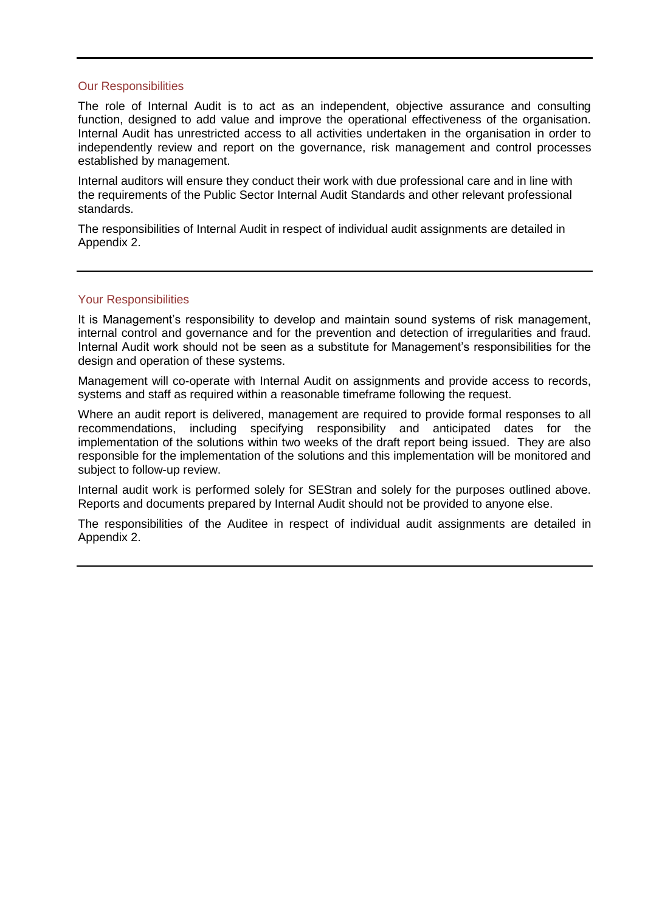## Our Responsibilities

The role of Internal Audit is to act as an independent, objective assurance and consulting function, designed to add value and improve the operational effectiveness of the organisation. Internal Audit has unrestricted access to all activities undertaken in the organisation in order to independently review and report on the governance, risk management and control processes established by management.

Internal auditors will ensure they conduct their work with due professional care and in line with the requirements of the Public Sector Internal Audit Standards and other relevant professional standards.

The responsibilities of Internal Audit in respect of individual audit assignments are detailed in Appendix 2.

## Your Responsibilities

It is Management's responsibility to develop and maintain sound systems of risk management, internal control and governance and for the prevention and detection of irregularities and fraud. Internal Audit work should not be seen as a substitute for Management's responsibilities for the design and operation of these systems.

Management will co-operate with Internal Audit on assignments and provide access to records, systems and staff as required within a reasonable timeframe following the request.

Where an audit report is delivered, management are required to provide formal responses to all recommendations, including specifying responsibility and anticipated dates for the implementation of the solutions within two weeks of the draft report being issued. They are also responsible for the implementation of the solutions and this implementation will be monitored and subject to follow-up review.

Internal audit work is performed solely for SEStran and solely for the purposes outlined above. Reports and documents prepared by Internal Audit should not be provided to anyone else.

The responsibilities of the Auditee in respect of individual audit assignments are detailed in Appendix 2.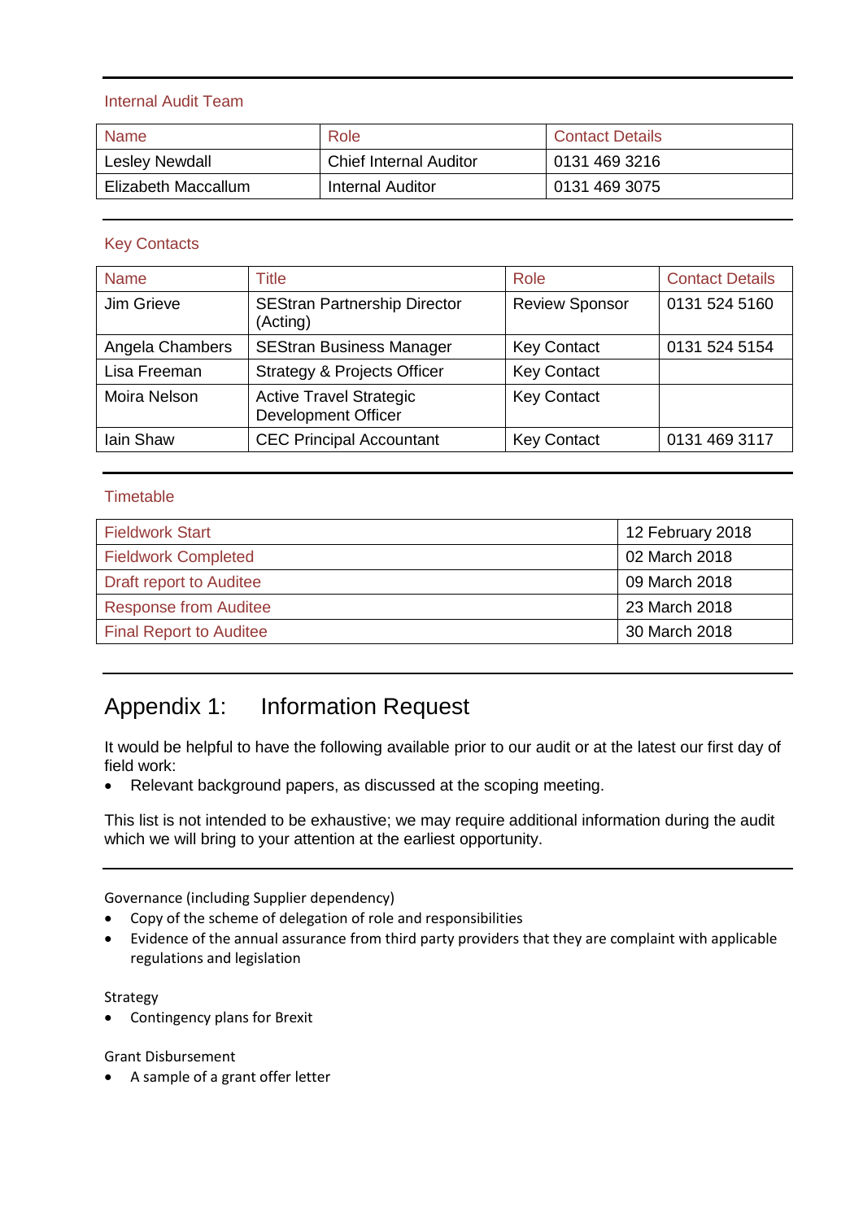### Internal Audit Team

| Name | Role | Contact Details |
| --- | --- | --- |
| Lesley Newdall | Chief Internal Auditor | 0131 469 3216 |
| Elizabeth Maccallum | Internal Auditor | 0131 469 3075 |

### Key Contacts

| Name | Title | Role | Contact Details |
| --- | --- | --- | --- |
| Jim Grieve | SEStran Partnership Director (Acting) | Review Sponsor | 0131 524 5160 |
| Angela Chambers | SEStran Business Manager | Key Contact | 0131 524 5154 |
| Lisa Freeman | Strategy & Projects Officer | Key Contact | |
| Moira Nelson | Active Travel Strategic Development Officer | Key Contact | |
| Iain Shaw | CEC Principal Accountant | Key Contact | 0131 469 3117 |

### Timetable

| | |
| --- | --- |
| Fieldwork Start | 12 February 2018 |
| Fieldwork Completed | 02 March 2018 |
| Draft report to Auditee | 09 March 2018 |
| Response from Auditee | 23 March 2018 |
| Final Report to Auditee | 30 March 2018 |

## Appendix 1: Information Request

It would be helpful to have the following available prior to our audit or at the latest our first day of field work:

- Relevant background papers, as discussed at the scoping meeting.

This list is not intended to be exhaustive; we may require additional information during the audit which we will bring to your attention at the earliest opportunity.

Governance (including Supplier dependency)

- Copy of the scheme of delegation of role and responsibilities
- Evidence of the annual assurance from third party providers that they are complaint with applicable regulations and legislation

Strategy

- Contingency plans for Brexit

Grant Disbursement

- A sample of a grant offer letter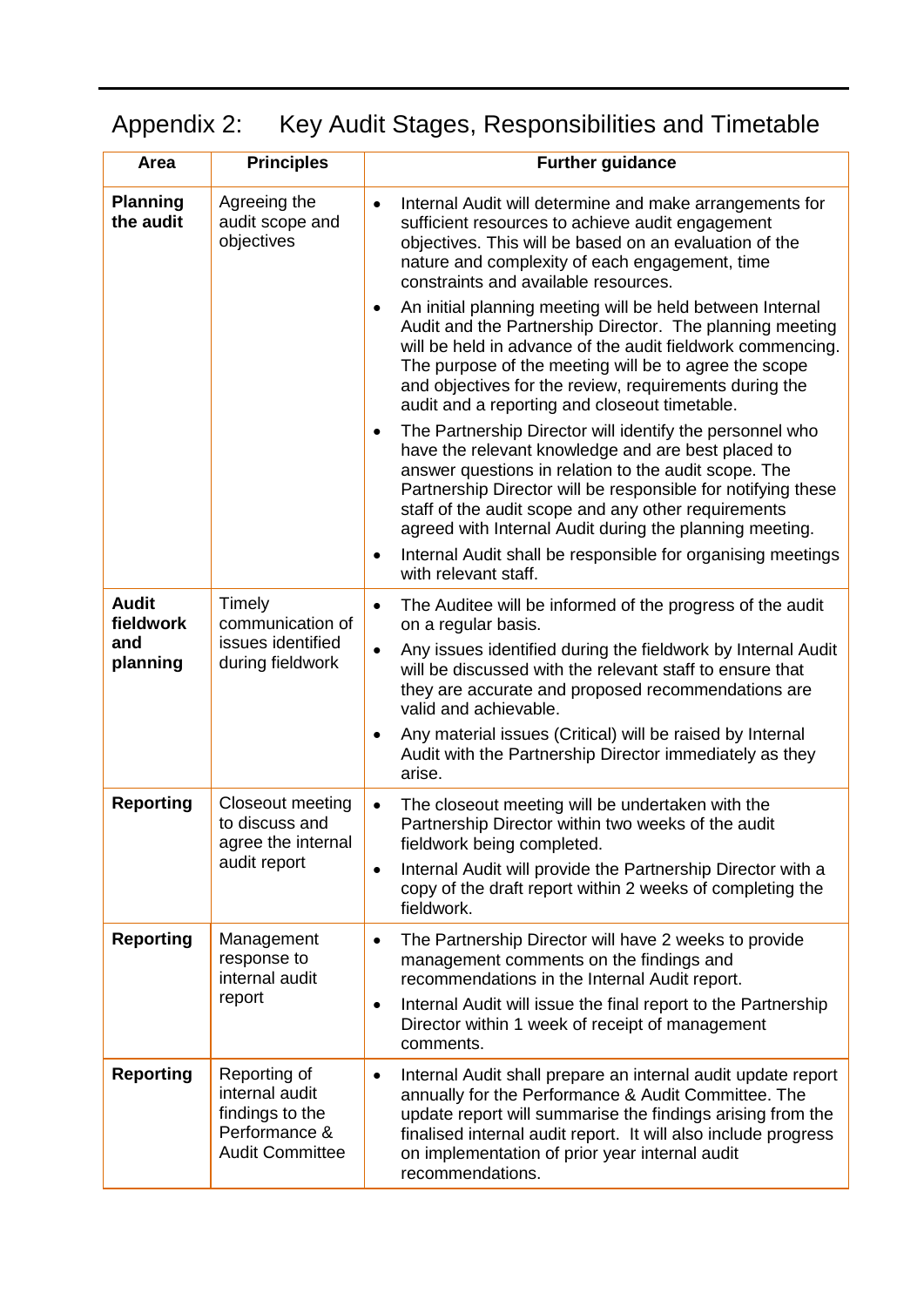# Appendix 2: Key Audit Stages, Responsibilities and Timetable

| Area | Principles | Further guidance |
|---|---|---|
| **Planning the audit** | Agreeing the audit scope and objectives | • Internal Audit will determine and make arrangements for sufficient resources to achieve audit engagement objectives. This will be based on an evaluation of the nature and complexity of each engagement, time constraints and available resources.<br>• An initial planning meeting will be held between Internal Audit and the Partnership Director. The planning meeting will be held in advance of the audit fieldwork commencing. The purpose of the meeting will be to agree the scope and objectives for the review, requirements during the audit and a reporting and closeout timetable.<br>• The Partnership Director will identify the personnel who have the relevant knowledge and are best placed to answer questions in relation to the audit scope. The Partnership Director will be responsible for notifying these staff of the audit scope and any other requirements agreed with Internal Audit during the planning meeting.<br>• Internal Audit shall be responsible for organising meetings with relevant staff. |
| **Audit fieldwork and planning** | Timely communication of issues identified during fieldwork | • The Auditee will be informed of the progress of the audit on a regular basis.<br>• Any issues identified during the fieldwork by Internal Audit will be discussed with the relevant staff to ensure that they are accurate and proposed recommendations are valid and achievable.<br>• Any material issues (Critical) will be raised by Internal Audit with the Partnership Director immediately as they arise. |
| **Reporting** | Closeout meeting to discuss and agree the internal audit report | • The closeout meeting will be undertaken with the Partnership Director within two weeks of the audit fieldwork being completed.<br>• Internal Audit will provide the Partnership Director with a copy of the draft report within 2 weeks of completing the fieldwork. |
| **Reporting** | Management response to internal audit report | • The Partnership Director will have 2 weeks to provide management comments on the findings and recommendations in the Internal Audit report.<br>• Internal Audit will issue the final report to the Partnership Director within 1 week of receipt of management comments. |
| **Reporting** | Reporting of internal audit findings to the Performance & Audit Committee | • Internal Audit shall prepare an internal audit update report annually for the Performance & Audit Committee. The update report will summarise the findings arising from the finalised internal audit report. It will also include progress on implementation of prior year internal audit recommendations. |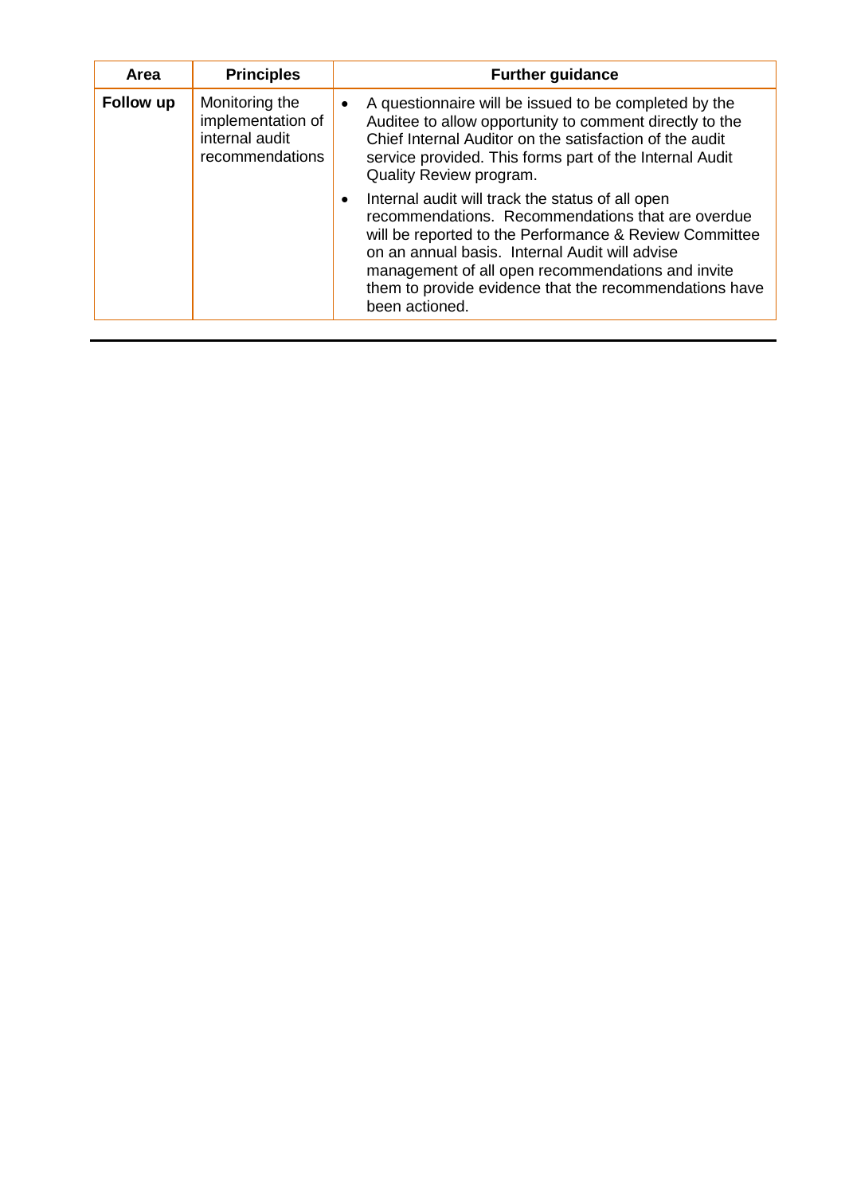| Area | Principles | Further guidance |
|---|---|---|
| **Follow up** | Monitoring the implementation of internal audit recommendations | • A questionnaire will be issued to be completed by the Auditee to allow opportunity to comment directly to the Chief Internal Auditor on the satisfaction of the audit service provided. This forms part of the Internal Audit Quality Review program.<br>• Internal audit will track the status of all open recommendations. Recommendations that are overdue will be reported to the Performance & Review Committee on an annual basis. Internal Audit will advise management of all open recommendations and invite them to provide evidence that the recommendations have been actioned. |